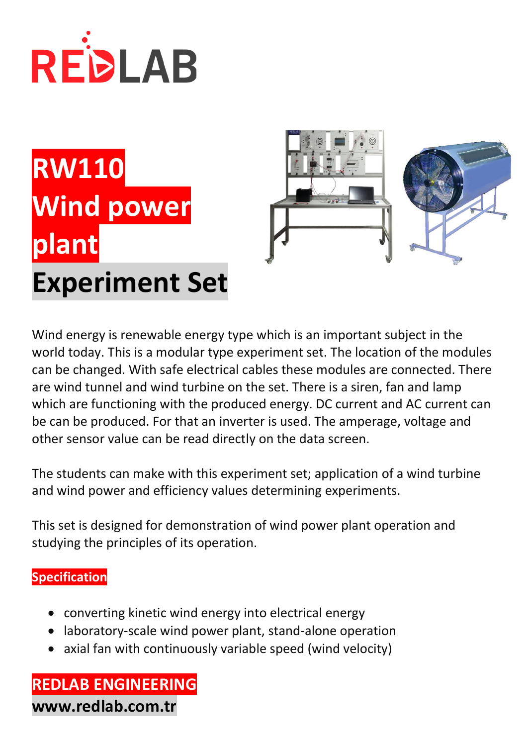REDLAB

# RW110 Wind power plant Experiment Set

Wind energy is renewable energy type which is an important subject in the world today. This is a modular type experiment set. The location of the modules can be changed. With safe electrical cables these modules are connected. There are wind tunnel and wind turbine on the set. There is a siren, fan and lamp which are functioning with the produced energy. DC current and AC current can be can be produced. For that an inverter is used. The amperage, voltage and other sensor value can be read directly on the data screen.

The students can make with this experiment set; application of a wind turbine and wind power and efficiency values determining experiments.

This set is designed for demonstration of wind power plant operation and studying the principles of its operation.

**Specification**

- converting kinetic wind energy into electrical energy
- laboratory-scale wind power plant, stand-alone operation
- axial fan with continuously variable speed (wind velocity)

**REDLAB ENGINEERING**

**www.redlab.com.tr**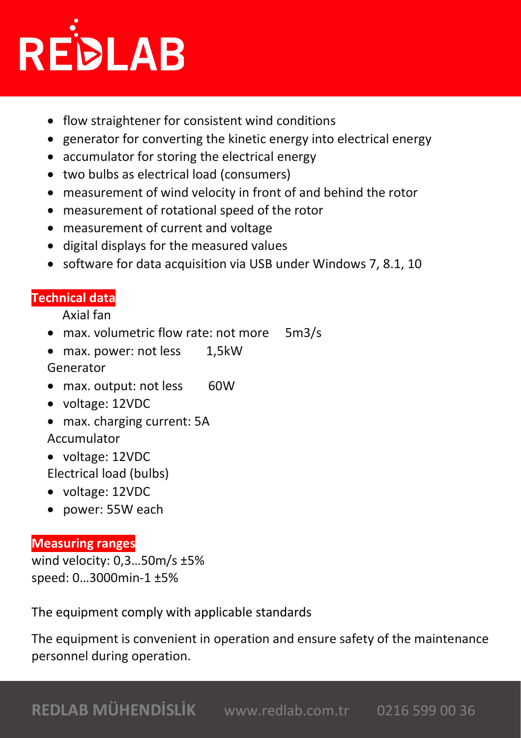- flow straightener for consistent wind conditions
- generator for converting the kinetic energy into electrical energy
- accumulator for storing the electrical energy
- two bulbs as electrical load (consumers)
- measurement of wind velocity in front of and behind the rotor
- measurement of rotational speed of the rotor
- measurement of current and voltage
- digital displays for the measured values
- software for data acquisition via USB under Windows 7, 8.1, 10

**Technical data**

Axial fan

- max. volumetric flow rate: not more 5m3/s
- max. power: not less 1,5kW

Generator

- max. output: not less 60W
- voltage: 12VDC
- max. charging current: 5A

Accumulator

- voltage: 12VDC

Electrical load (bulbs)

- voltage: 12VDC
- power: 55W each

**Measuring ranges**

wind velocity: 0,3…50m/s ±5%
speed: 0…3000min-1 ±5%

The equipment comply with applicable standards

The equipment is convenient in operation and ensure safety of the maintenance personnel during operation.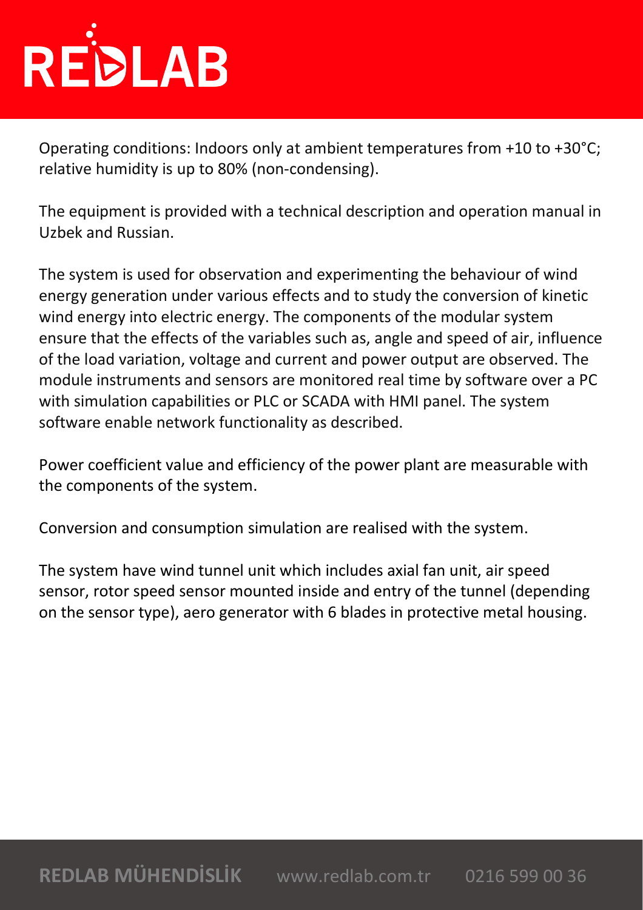Operating conditions: Indoors only at ambient temperatures from +10 to +30°C; relative humidity is up to 80% (non-condensing).

The equipment is provided with a technical description and operation manual in Uzbek and Russian.

The system is used for observation and experimenting the behaviour of wind energy generation under various effects and to study the conversion of kinetic wind energy into electric energy. The components of the modular system ensure that the effects of the variables such as, angle and speed of air, influence of the load variation, voltage and current and power output are observed. The module instruments and sensors are monitored real time by software over a PC with simulation capabilities or PLC or SCADA with HMI panel. The system software enable network functionality as described.

Power coefficient value and efficiency of the power plant are measurable with the components of the system.

Conversion and consumption simulation are realised with the system.

The system have wind tunnel unit which includes axial fan unit, air speed sensor, rotor speed sensor mounted inside and entry of the tunnel (depending on the sensor type), aero generator with 6 blades in protective metal housing.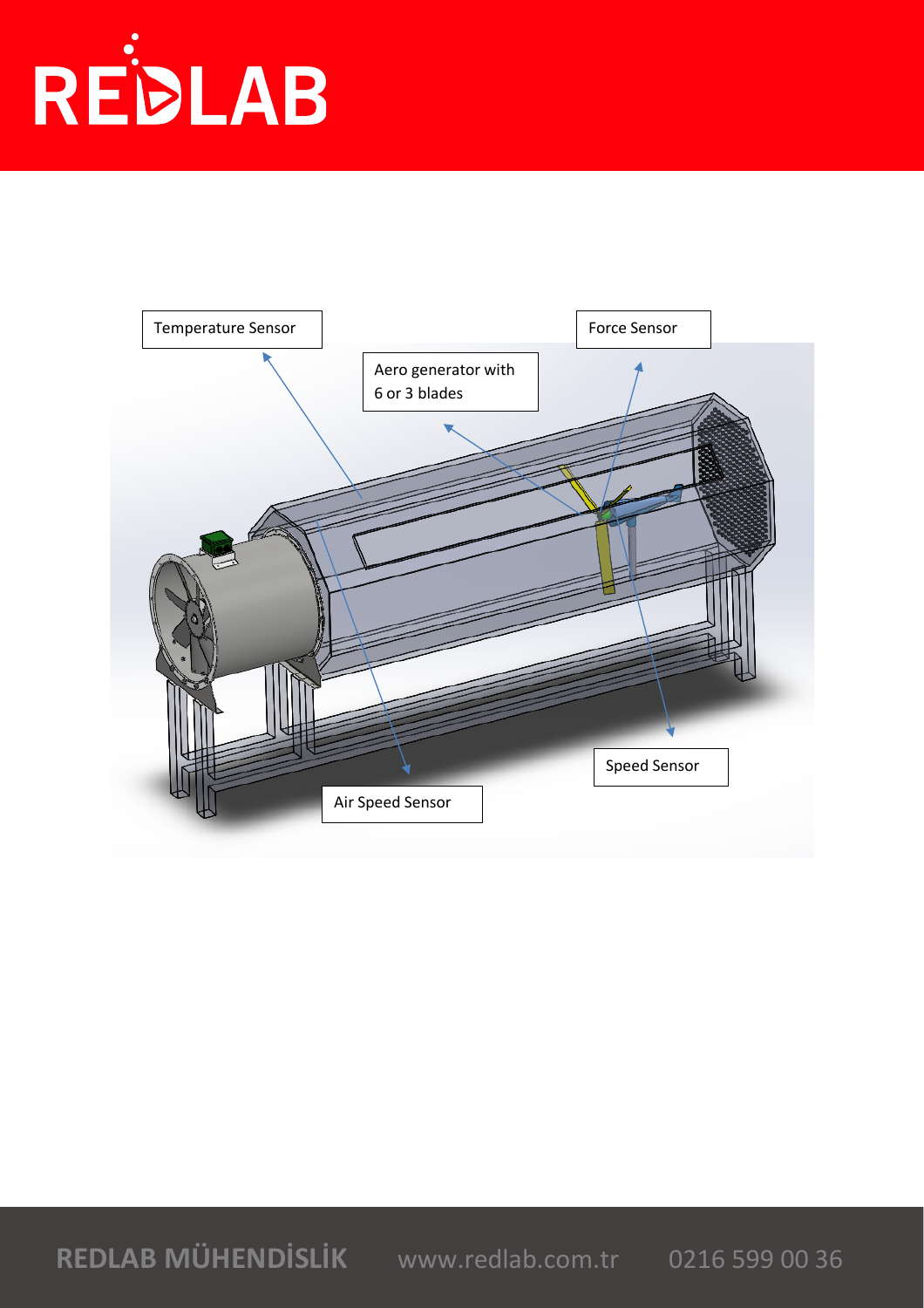Temperature Sensor

Force Sensor

Aero generator with 6 or 3 blades

Speed Sensor

Air Speed Sensor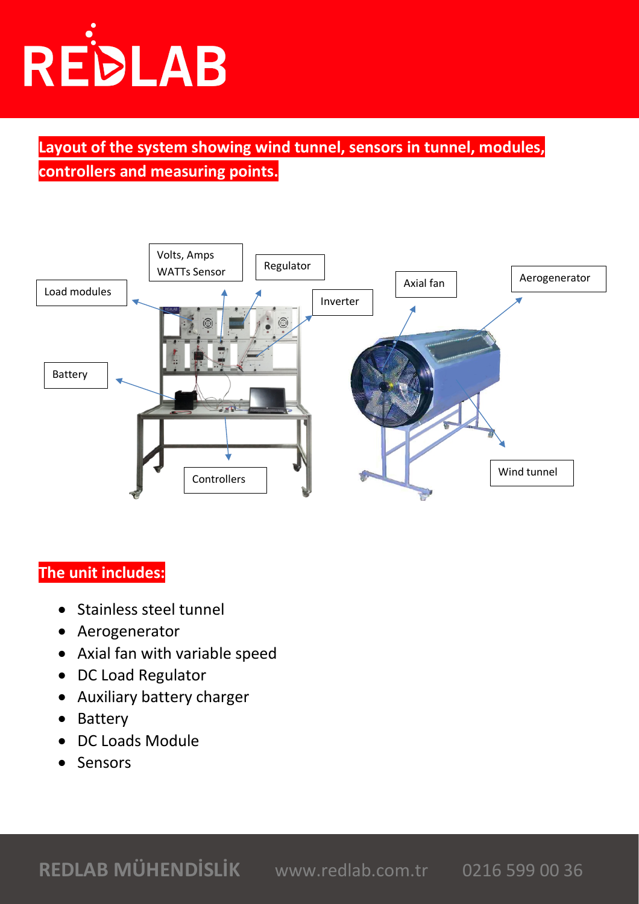## Layout of the system showing wind tunnel, sensors in tunnel, modules, controllers and measuring points.

Load modules

Volts, Amps WATTs Sensor

Regulator

Inverter

Axial fan

Aerogenerator

Battery

Controllers

Wind tunnel

## The unit includes:

- Stainless steel tunnel
- Aerogenerator
- Axial fan with variable speed
- DC Load Regulator
- Auxiliary battery charger
- Battery
- DC Loads Module
- Sensors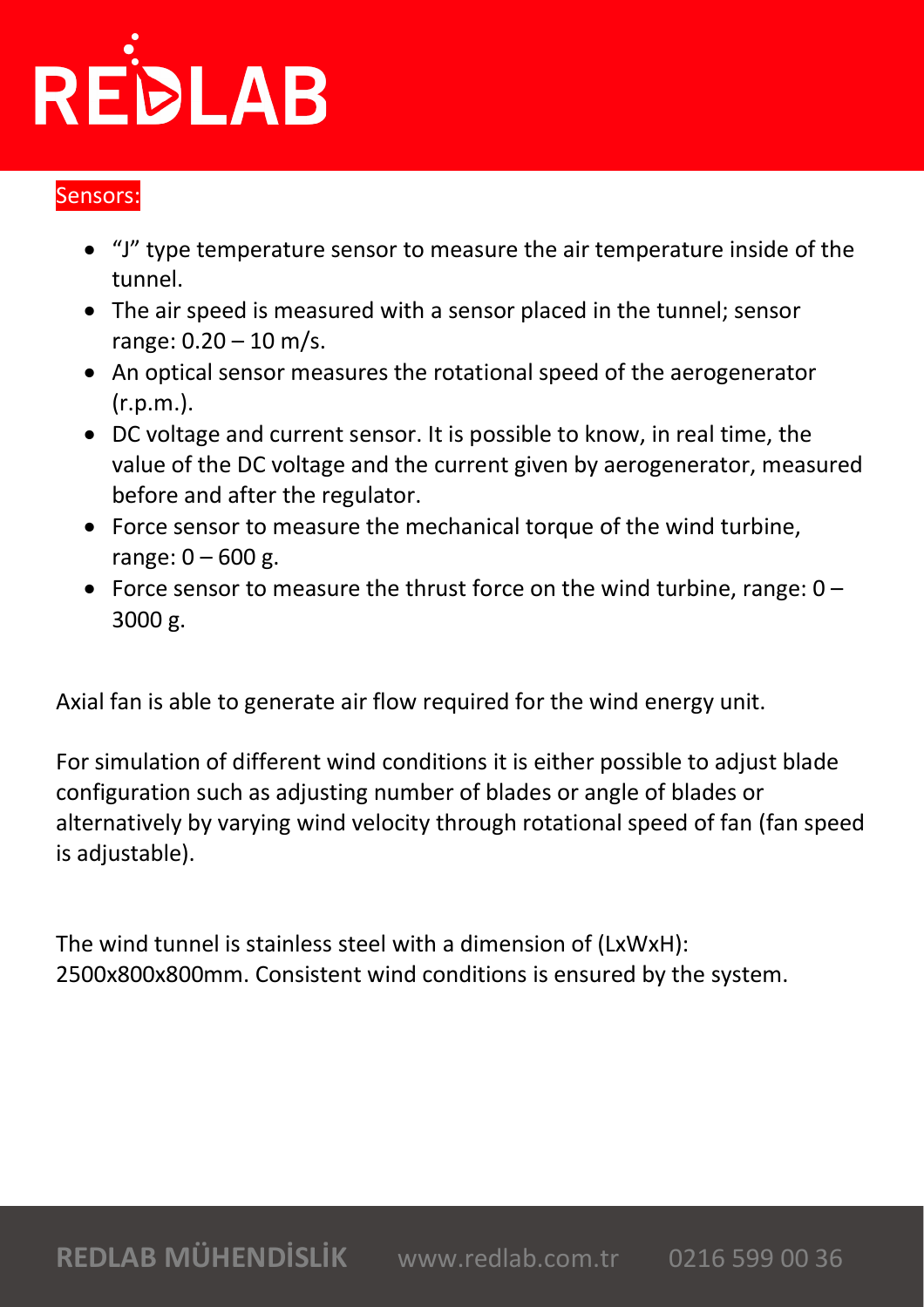Sensors:

- “J” type temperature sensor to measure the air temperature inside of the tunnel.
- The air speed is measured with a sensor placed in the tunnel; sensor range: 0.20 – 10 m/s.
- An optical sensor measures the rotational speed of the aerogenerator (r.p.m.).
- DC voltage and current sensor. It is possible to know, in real time, the value of the DC voltage and the current given by aerogenerator, measured before and after the regulator.
- Force sensor to measure the mechanical torque of the wind turbine, range: 0 – 600 g.
- Force sensor to measure the thrust force on the wind turbine, range: 0 – 3000 g.

Axial fan is able to generate air flow required for the wind energy unit.

For simulation of different wind conditions it is either possible to adjust blade configuration such as adjusting number of blades or angle of blades or alternatively by varying wind velocity through rotational speed of fan (fan speed is adjustable).

The wind tunnel is stainless steel with a dimension of (LxWxH): 2500x800x800mm. Consistent wind conditions is ensured by the system.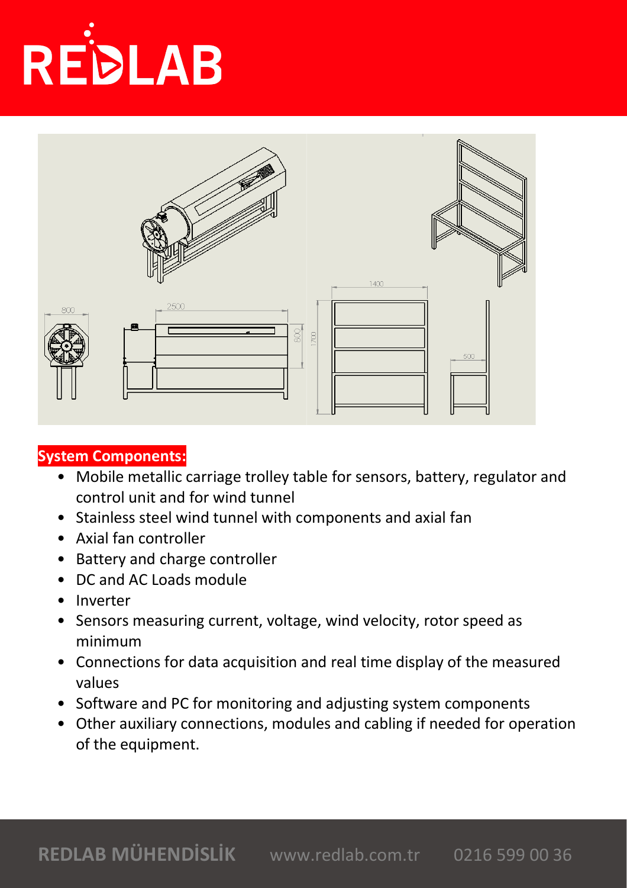**System Components:**

- Mobile metallic carriage trolley table for sensors, battery, regulator and control unit and for wind tunnel
- Stainless steel wind tunnel with components and axial fan
- Axial fan controller
- Battery and charge controller
- DC and AC Loads module
- Inverter
- Sensors measuring current, voltage, wind velocity, rotor speed as minimum
- Connections for data acquisition and real time display of the measured values
- Software and PC for monitoring and adjusting system components
- Other auxiliary connections, modules and cabling if needed for operation of the equipment.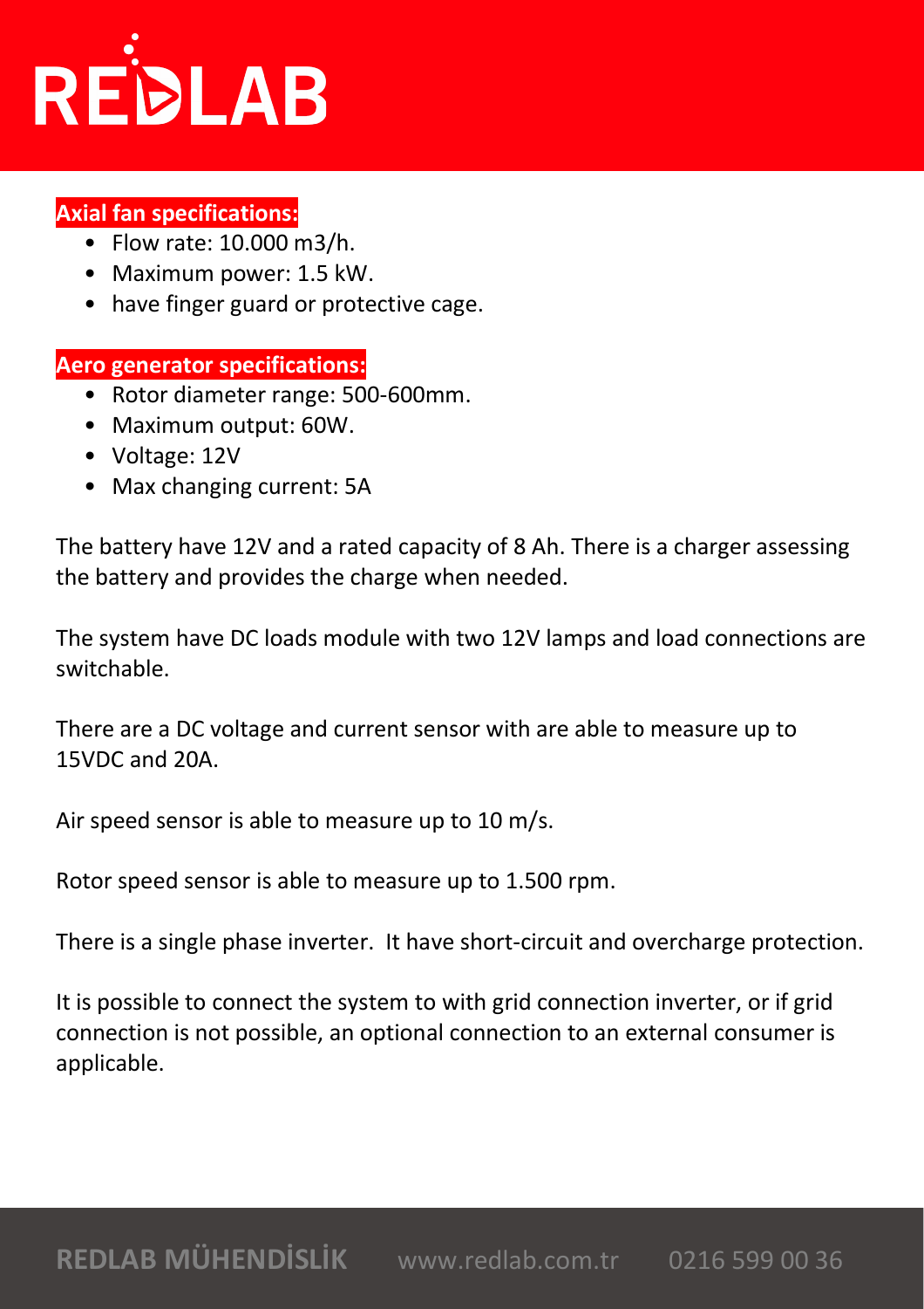**Axial fan specifications:**

- Flow rate: 10.000 m3/h.
- Maximum power: 1.5 kW.
- have finger guard or protective cage.

**Aero generator specifications:**

- Rotor diameter range: 500-600mm.
- Maximum output: 60W.
- Voltage: 12V
- Max changing current: 5A

The battery have 12V and a rated capacity of 8 Ah. There is a charger assessing the battery and provides the charge when needed.

The system have DC loads module with two 12V lamps and load connections are switchable.

There are a DC voltage and current sensor with are able to measure up to 15VDC and 20A.

Air speed sensor is able to measure up to 10 m/s.

Rotor speed sensor is able to measure up to 1.500 rpm.

There is a single phase inverter. It have short-circuit and overcharge protection.

It is possible to connect the system to with grid connection inverter, or if grid connection is not possible, an optional connection to an external consumer is applicable.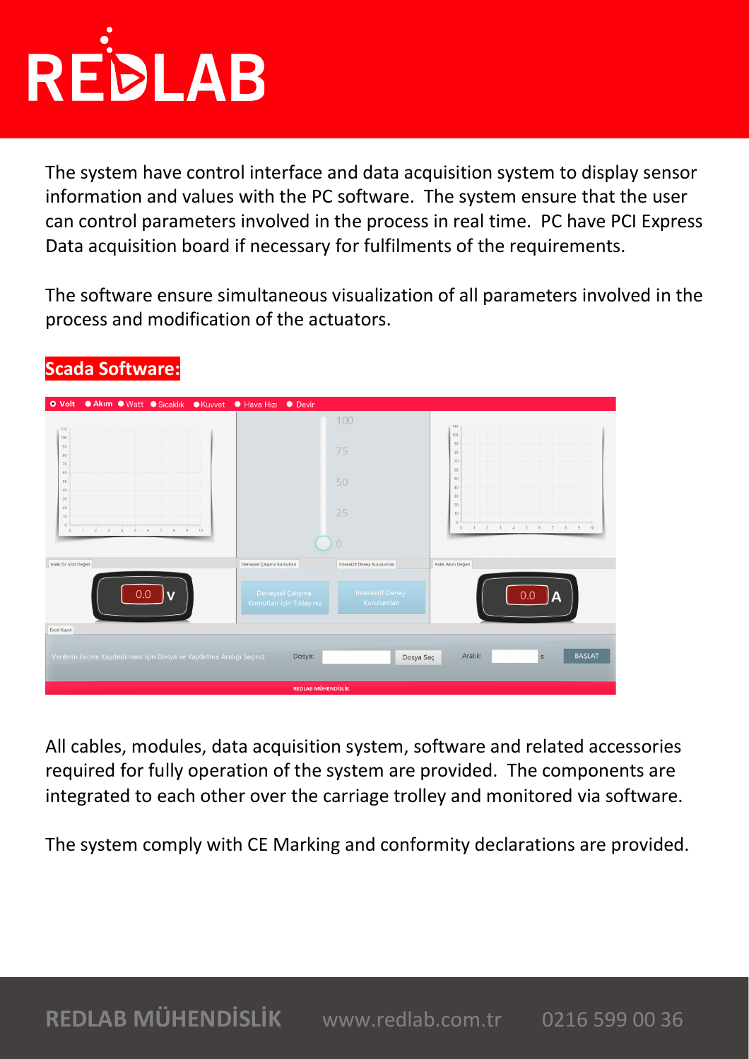The system have control interface and data acquisition system to display sensor information and values with the PC software. The system ensure that the user can control parameters involved in the process in real time. PC have PCI Express Data acquisition board if necessary for fulfilments of the requirements.

The software ensure simultaneous visualization of all parameters involved in the process and modification of the actuators.

**Scada Software:**

All cables, modules, data acquisition system, software and related accessories required for fully operation of the system are provided. The components are integrated to each other over the carriage trolley and monitored via software.

The system comply with CE Marking and conformity declarations are provided.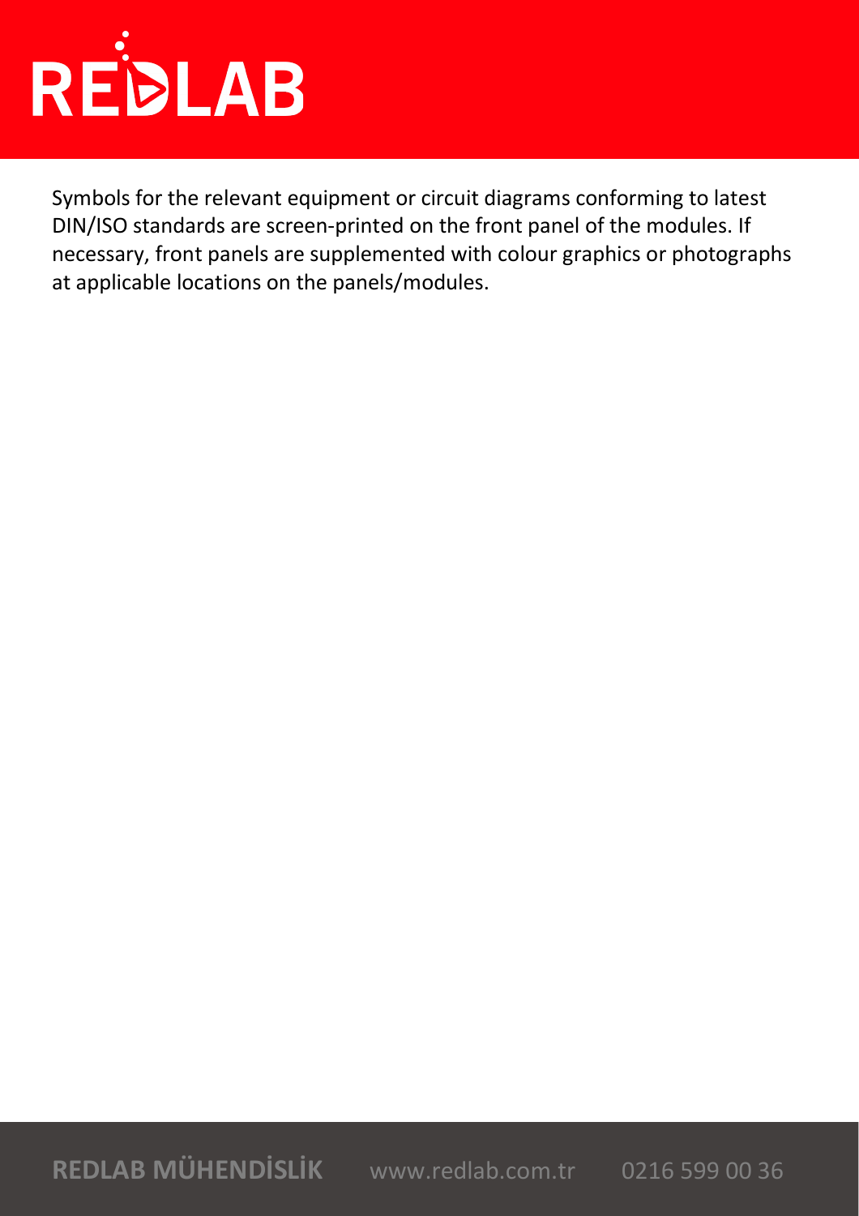Symbols for the relevant equipment or circuit diagrams conforming to latest DIN/ISO standards are screen-printed on the front panel of the modules. If necessary, front panels are supplemented with colour graphics or photographs at applicable locations on the panels/modules.